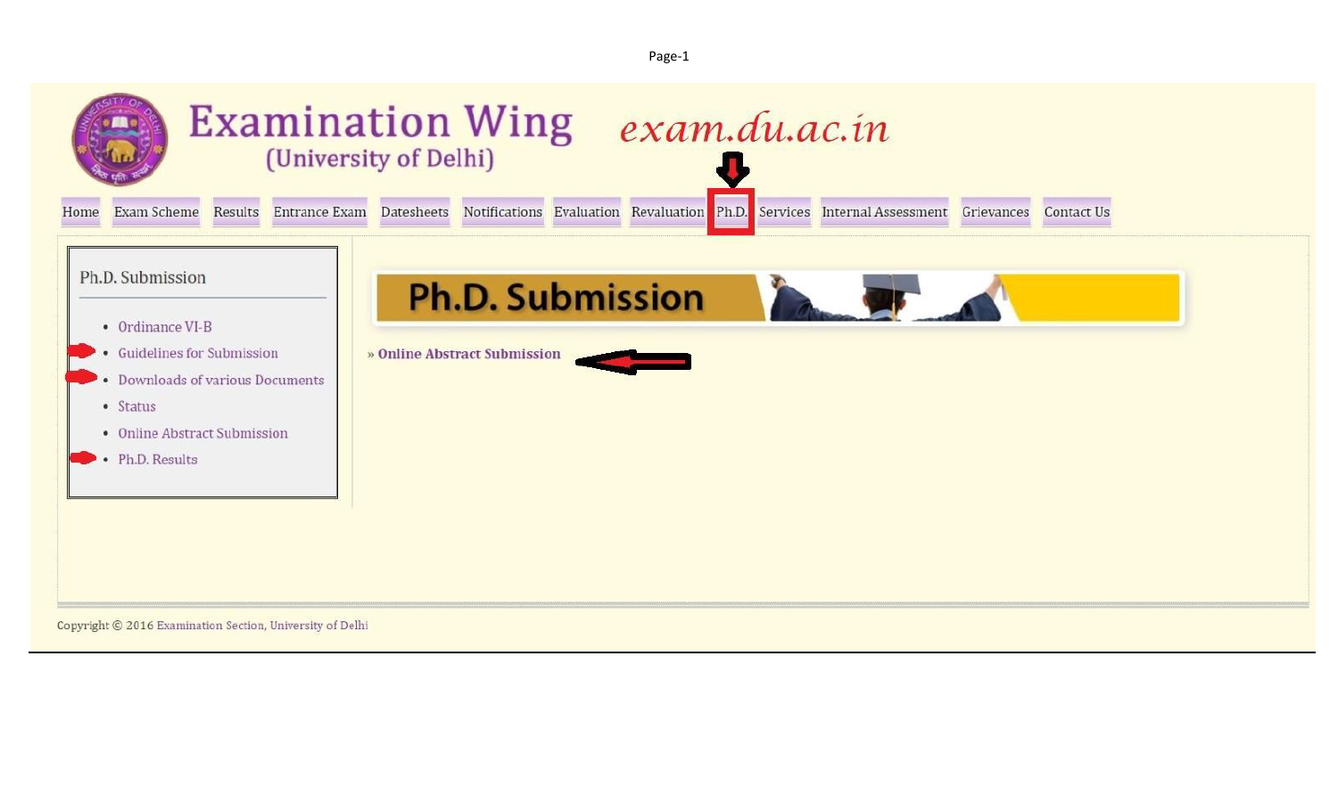Page-1

# Examination Wing

(University of Delhi)

*exam.du.ac.in*

Home | Exam Scheme | Results | Entrance Exam | Datesheets | Notifications | Evaluation | Revaluation | Ph.D. | Services | Internal Assessment | Grievances | Contact Us

## Ph.D. Submission

- Ordinance VI-B
- Guidelines for Submission
- Downloads of various Documents
- Status
- Online Abstract Submission
- Ph.D. Results

## Ph.D. Submission

» **Online Abstract Submission**

Copyright © 2016 Examination Section, University of Delhi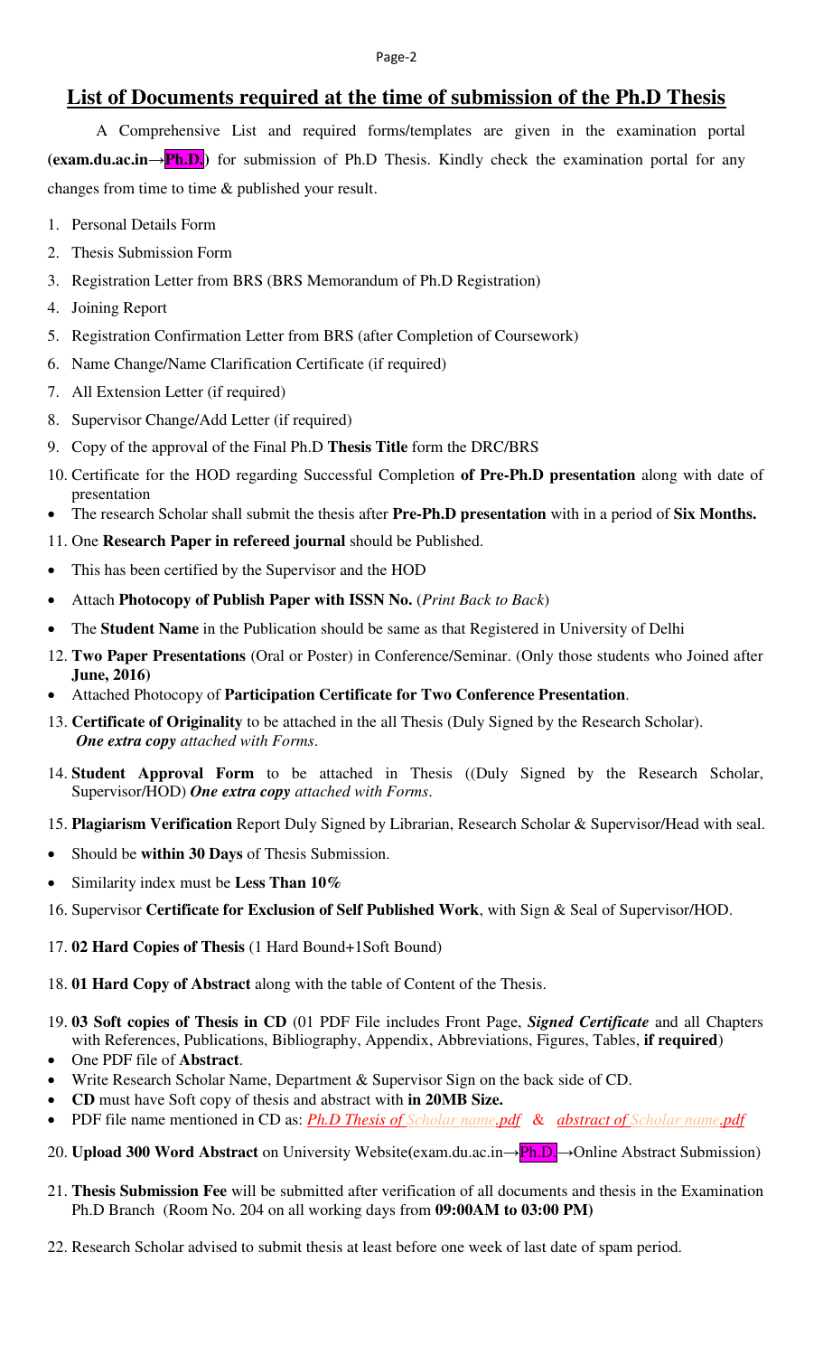## List of Documents required at the time of submission of the Ph.D Thesis

A Comprehensive List and required forms/templates are given in the examination portal **(exam.du.ac.in→Ph.D.)** for submission of Ph.D Thesis. Kindly check the examination portal for any changes from time to time & published your result.

1. Personal Details Form
2. Thesis Submission Form
3. Registration Letter from BRS (BRS Memorandum of Ph.D Registration)
4. Joining Report
5. Registration Confirmation Letter from BRS (after Completion of Coursework)
6. Name Change/Name Clarification Certificate (if required)
7. All Extension Letter (if required)
8. Supervisor Change/Add Letter (if required)
9. Copy of the approval of the Final Ph.D **Thesis Title** form the DRC/BRS
10. Certificate for the HOD regarding Successful Completion **of Pre-Ph.D presentation** along with date of presentation

- The research Scholar shall submit the thesis after **Pre-Ph.D presentation** with in a period of **Six Months.**

11. One **Research Paper in refereed journal** should be Published.

- This has been certified by the Supervisor and the HOD
- Attach **Photocopy of Publish Paper with ISSN No.** (*Print Back to Back*)
- The **Student Name** in the Publication should be same as that Registered in University of Delhi

12. **Two Paper Presentations** (Oral or Poster) in Conference/Seminar. (Only those students who Joined after **June, 2016**)

- Attached Photocopy of **Participation Certificate for Two Conference Presentation**.

13. **Certificate of Originality** to be attached in the all Thesis (Duly Signed by the Research Scholar). ***One extra copy*** *attached with Forms*.
14. **Student Approval Form** to be attached in Thesis ((Duly Signed by the Research Scholar, Supervisor/HOD) ***One extra copy*** *attached with Forms*.
15. **Plagiarism Verification** Report Duly Signed by Librarian, Research Scholar & Supervisor/Head with seal.

- Should be **within 30 Days** of Thesis Submission.
- Similarity index must be **Less Than 10%**

16. Supervisor **Certificate for Exclusion of Self Published Work**, with Sign & Seal of Supervisor/HOD.
17. **02 Hard Copies of Thesis** (1 Hard Bound+1Soft Bound)
18. **01 Hard Copy of Abstract** along with the table of Content of the Thesis.
19. **03 Soft copies of Thesis in CD** (01 PDF File includes Front Page, ***Signed Certificate*** and all Chapters with References, Publications, Bibliography, Appendix, Abbreviations, Figures, Tables, **if required**)

- One PDF file of **Abstract**.
- Write Research Scholar Name, Department & Supervisor Sign on the back side of CD.
- **CD** must have Soft copy of thesis and abstract with **in 20MB Size.**
- PDF file name mentioned in CD as: ***Ph.D Thesis of Scholar name.pdf*** & ***abstract of Scholar name.pdf***

20. **Upload 300 Word Abstract** on University Website(exam.du.ac.in→Ph.D.→Online Abstract Submission)
21. **Thesis Submission Fee** will be submitted after verification of all documents and thesis in the Examination Ph.D Branch (Room No. 204 on all working days from **09:00AM to 03:00 PM)**
22. Research Scholar advised to submit thesis at least before one week of last date of spam period.